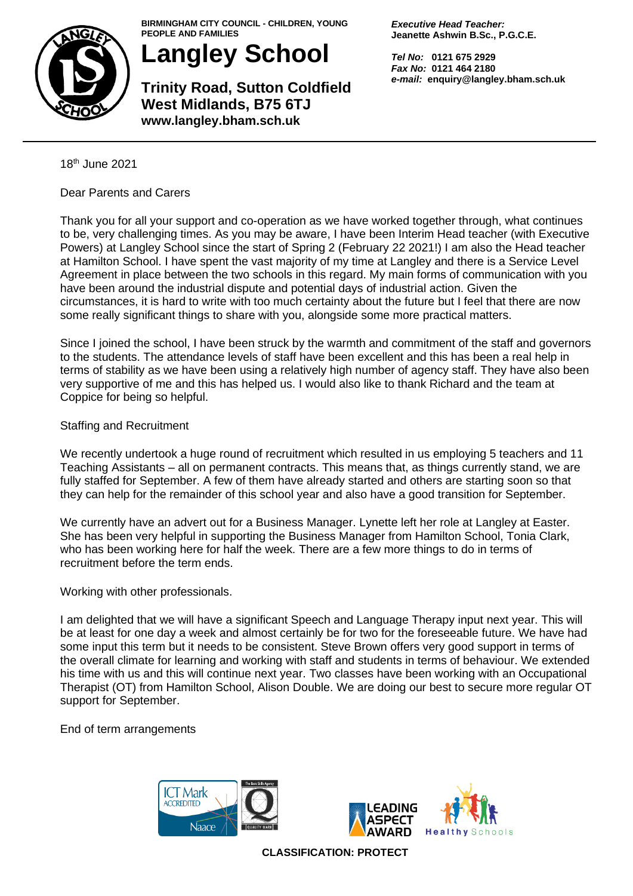BIRMINGHAM CITY COUNCIL - CHILDREN, YOUNG PEOPLE AND FAMILIES

# Langley School

**Trinity Road, Sutton Coldfield**
**West Midlands, B75 6TJ**
**www.langley.bham.sch.uk**

***Executive Head Teacher:***
**Jeanette Ashwin B.Sc., P.G.C.E.**

***Tel No:*** **0121 675 2929**
***Fax No:*** **0121 464 2180**
***e-mail:*** **enquiry@langley.bham.sch.uk**

---

18th June 2021

Dear Parents and Carers

Thank you for all your support and co-operation as we have worked together through, what continues to be, very challenging times. As you may be aware, I have been Interim Head teacher (with Executive Powers) at Langley School since the start of Spring 2 (February 22 2021!) I am also the Head teacher at Hamilton School. I have spent the vast majority of my time at Langley and there is a Service Level Agreement in place between the two schools in this regard. My main forms of communication with you have been around the industrial dispute and potential days of industrial action. Given the circumstances, it is hard to write with too much certainty about the future but I feel that there are now some really significant things to share with you, alongside some more practical matters.

Since I joined the school, I have been struck by the warmth and commitment of the staff and governors to the students. The attendance levels of staff have been excellent and this has been a real help in terms of stability as we have been using a relatively high number of agency staff. They have also been very supportive of me and this has helped us. I would also like to thank Richard and the team at Coppice for being so helpful.

Staffing and Recruitment

We recently undertook a huge round of recruitment which resulted in us employing 5 teachers and 11 Teaching Assistants – all on permanent contracts. This means that, as things currently stand, we are fully staffed for September. A few of them have already started and others are starting soon so that they can help for the remainder of this school year and also have a good transition for September.

We currently have an advert out for a Business Manager. Lynette left her role at Langley at Easter. She has been very helpful in supporting the Business Manager from Hamilton School, Tonia Clark, who has been working here for half the week. There are a few more things to do in terms of recruitment before the term ends.

Working with other professionals.

I am delighted that we will have a significant Speech and Language Therapy input next year. This will be at least for one day a week and almost certainly be for two for the foreseeable future. We have had some input this term but it needs to be consistent. Steve Brown offers very good support in terms of the overall climate for learning and working with staff and students in terms of behaviour. We extended his time with us and this will continue next year. Two classes have been working with an Occupational Therapist (OT) from Hamilton School, Alison Double. We are doing our best to secure more regular OT support for September.

End of term arrangements

CLASSIFICATION: PROTECT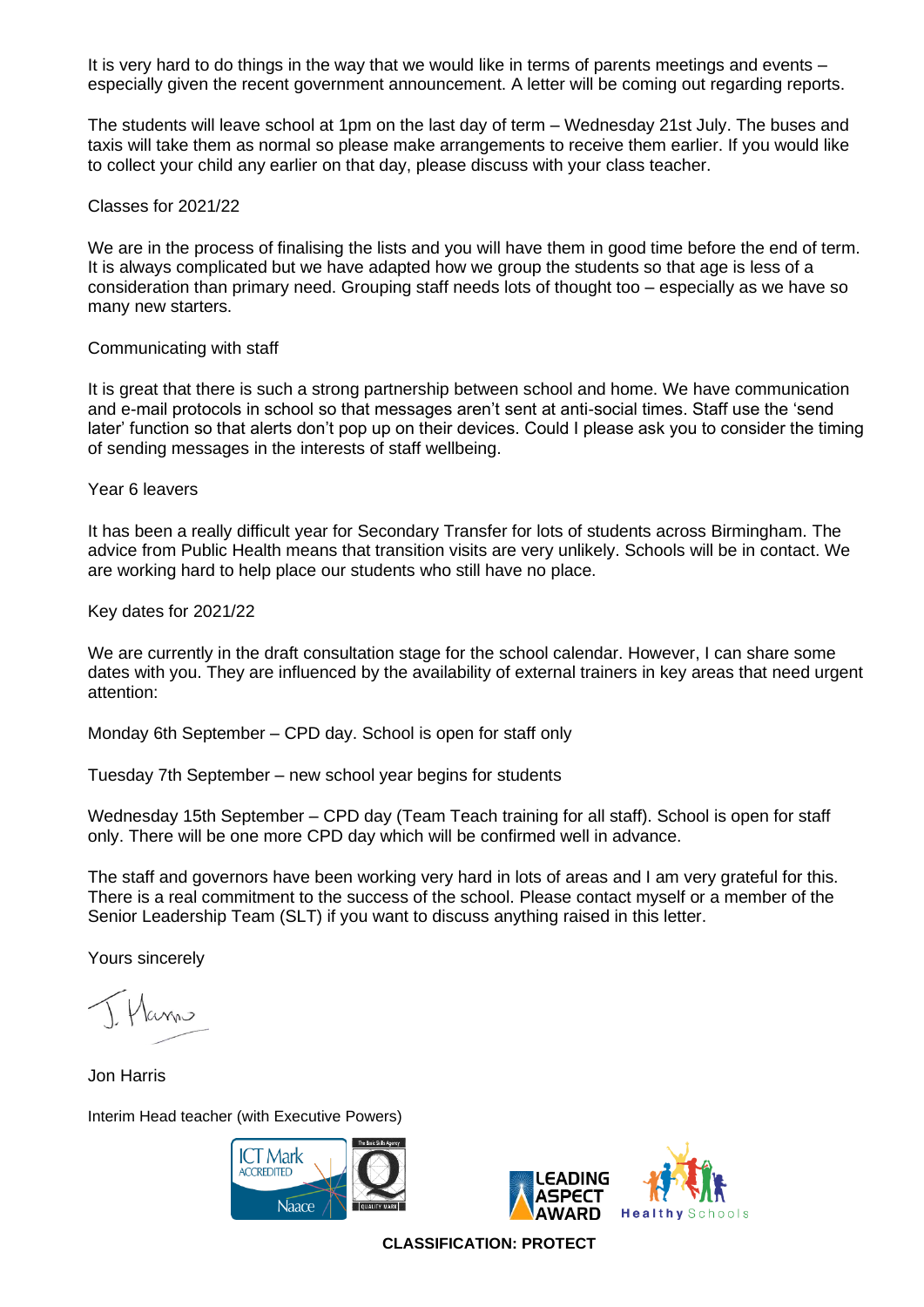It is very hard to do things in the way that we would like in terms of parents meetings and events – especially given the recent government announcement. A letter will be coming out regarding reports.

The students will leave school at 1pm on the last day of term – Wednesday 21st July. The buses and taxis will take them as normal so please make arrangements to receive them earlier. If you would like to collect your child any earlier on that day, please discuss with your class teacher.

Classes for 2021/22

We are in the process of finalising the lists and you will have them in good time before the end of term. It is always complicated but we have adapted how we group the students so that age is less of a consideration than primary need. Grouping staff needs lots of thought too – especially as we have so many new starters.

Communicating with staff

It is great that there is such a strong partnership between school and home. We have communication and e-mail protocols in school so that messages aren't sent at anti-social times. Staff use the 'send later' function so that alerts don't pop up on their devices. Could I please ask you to consider the timing of sending messages in the interests of staff wellbeing.

Year 6 leavers

It has been a really difficult year for Secondary Transfer for lots of students across Birmingham. The advice from Public Health means that transition visits are very unlikely. Schools will be in contact. We are working hard to help place our students who still have no place.

Key dates for 2021/22

We are currently in the draft consultation stage for the school calendar. However, I can share some dates with you. They are influenced by the availability of external trainers in key areas that need urgent attention:

Monday 6th September – CPD day. School is open for staff only

Tuesday 7th September – new school year begins for students

Wednesday 15th September – CPD day (Team Teach training for all staff). School is open for staff only. There will be one more CPD day which will be confirmed well in advance.

The staff and governors have been working very hard in lots of areas and I am very grateful for this. There is a real commitment to the success of the school. Please contact myself or a member of the Senior Leadership Team (SLT) if you want to discuss anything raised in this letter.

Yours sincerely

J. Harris

Jon Harris

Interim Head teacher (with Executive Powers)

**CLASSIFICATION: PROTECT**